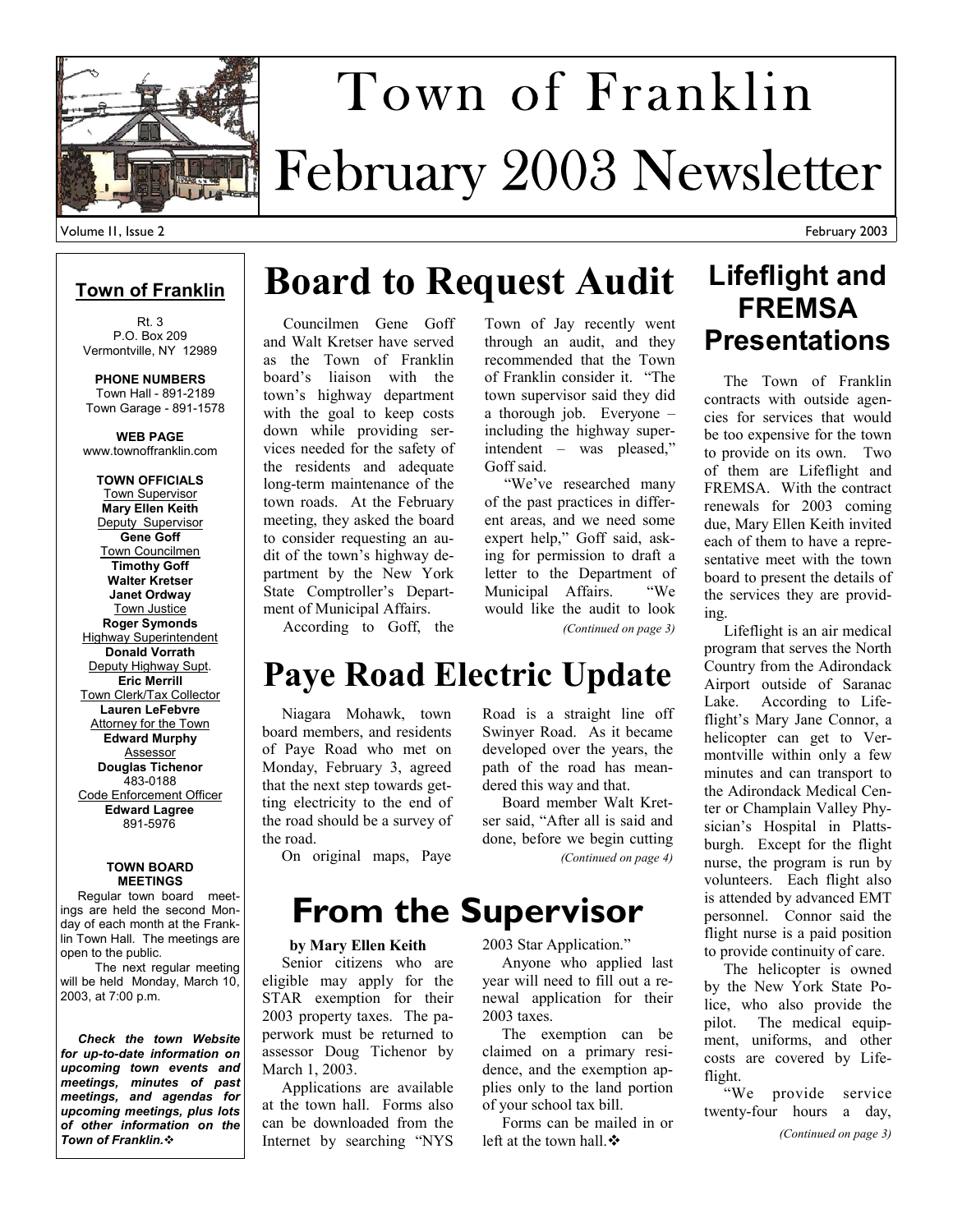# Town of Franklin February 2003 Newsletter

Volume II, Issue 2 — February 2003

## Town of Franklin

Rt. 3
P.O. Box 209
Vermontville, NY 12989

**PHONE NUMBERS**
Town Hall - 891-2189
Town Garage - 891-1578

**WEB PAGE**
www.townoffranklin.com

**TOWN OFFICIALS**

Town Supervisor
**Mary Ellen Keith**

Deputy Supervisor
**Gene Goff**

Town Councilmen
**Timothy Goff**
**Walter Kretser**
**Janet Ordway**

Town Justice
**Roger Symonds**

Highway Superintendent
**Donald Vorrath**

Deputy Highway Supt.
**Eric Merrill**

Town Clerk/Tax Collector
**Lauren LeFebvre**

Attorney for the Town
**Edward Murphy**

Assessor
**Douglas Tichenor**
483-0188

Code Enforcement Officer
**Edward Lagree**
891-5976

**TOWN BOARD MEETINGS**

Regular town board meetings are held the second Monday of each month at the Franklin Town Hall. The meetings are open to the public.

The next regular meeting will be held Monday, March 10, 2003, at 7:00 p.m.

***Check the town Website for up-to-date information on upcoming town events and meetings, minutes of past meetings, and agendas for upcoming meetings, plus lots of other information on the Town of Franklin.*** ❖

# Board to Request Audit

Councilmen Gene Goff and Walt Kretser have served as the Town of Franklin board's liaison with the town's highway department with the goal to keep costs down while providing services needed for the safety of the residents and adequate long-term maintenance of the town roads. At the February meeting, they asked the board to consider requesting an audit of the town's highway department by the New York State Comptroller's Department of Municipal Affairs.

According to Goff, the Town of Jay recently went through an audit, and they recommended that the Town of Franklin consider it. "The town supervisor said they did a thorough job. Everyone – including the highway superintendent – was pleased," Goff said.

"We've researched many of the past practices in different areas, and we need some expert help," Goff said, asking for permission to draft a letter to the Department of Municipal Affairs. "We would like the audit to look

*(Continued on page 3)*

# Paye Road Electric Update

Niagara Mohawk, town board members, and residents of Paye Road who met on Monday, February 3, agreed that the next step towards getting electricity to the end of the road should be a survey of the road.

On original maps, Paye Road is a straight line off Swinyer Road. As it became developed over the years, the path of the road has meandered this way and that.

Board member Walt Kretser said, "After all is said and done, before we begin cutting

*(Continued on page 4)*

# From the Supervisor

**by Mary Ellen Keith**

Senior citizens who are eligible may apply for the STAR exemption for their 2003 property taxes. The paperwork must be returned to assessor Doug Tichenor by March 1, 2003.

Applications are available at the town hall. Forms also can be downloaded from the Internet by searching "NYS 2003 Star Application."

Anyone who applied last year will need to fill out a renewal application for their 2003 taxes.

The exemption can be claimed on a primary residence, and the exemption applies only to the land portion of your school tax bill.

Forms can be mailed in or left at the town hall. ❖

# Lifeflight and FREMSA Presentations

The Town of Franklin contracts with outside agencies for services that would be too expensive for the town to provide on its own. Two of them are Lifeflight and FREMSA. With the contract renewals for 2003 coming due, Mary Ellen Keith invited each of them to have a representative meet with the town board to present the details of the services they are providing.

Lifeflight is an air medical program that serves the North Country from the Adirondack Airport outside of Saranac Lake. According to Lifeflight's Mary Jane Connor, a helicopter can get to Vermontville within only a few minutes and can transport to the Adirondack Medical Center or Champlain Valley Physician's Hospital in Plattsburgh. Except for the flight nurse, the program is run by volunteers. Each flight also is attended by advanced EMT personnel. Connor said the flight nurse is a paid position to provide continuity of care.

The helicopter is owned by the New York State Police, who also provide the pilot. The medical equipment, uniforms, and other costs are covered by Lifeflight.

"We provide service twenty-four hours a day,

*(Continued on page 3)*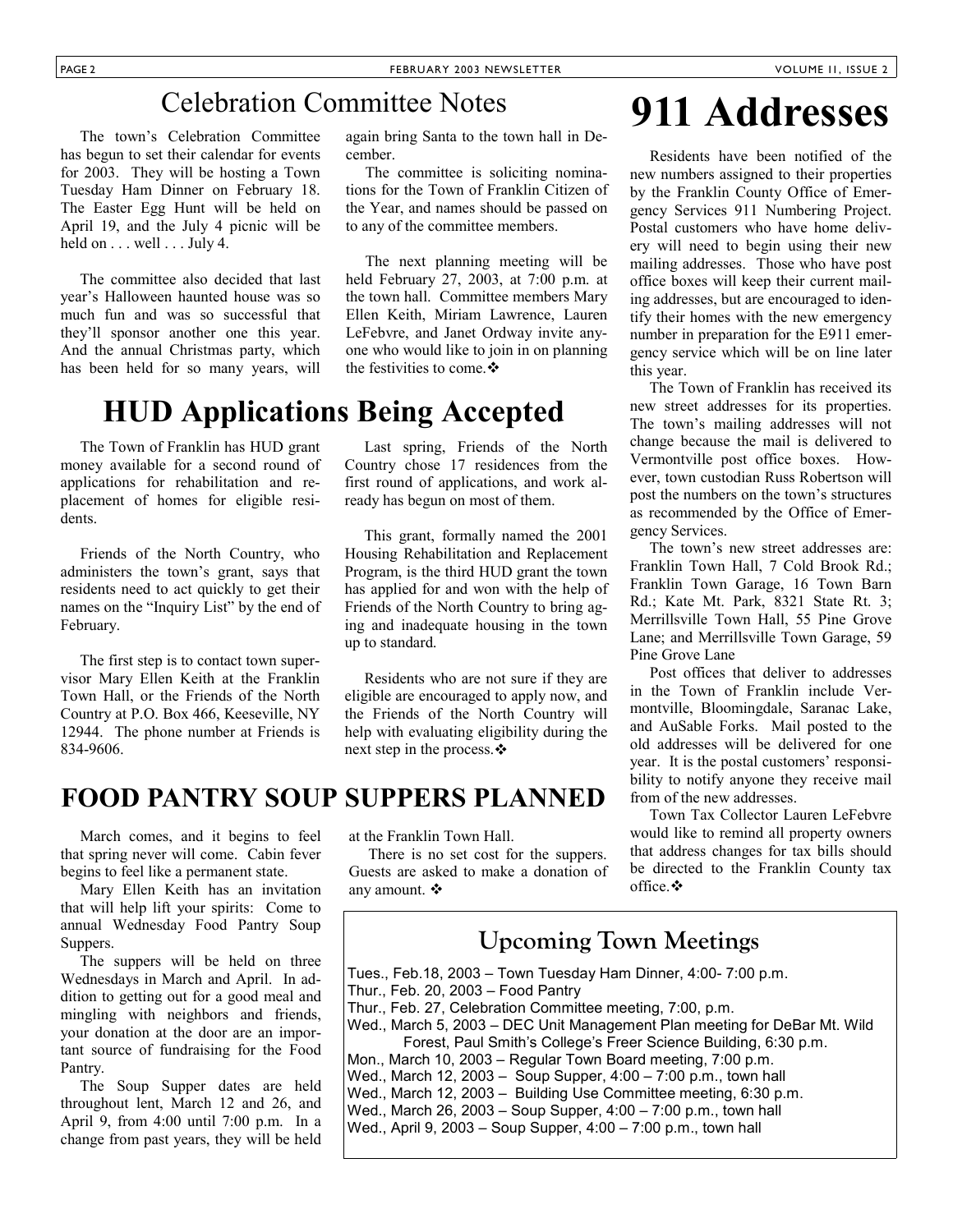## Celebration Committee Notes

The town's Celebration Committee has begun to set their calendar for events for 2003. They will be hosting a Town Tuesday Ham Dinner on February 18. The Easter Egg Hunt will be held on April 19, and the July 4 picnic will be held on . . . well . . . July 4.

The committee also decided that last year's Halloween haunted house was so much fun and was so successful that they'll sponsor another one this year. And the annual Christmas party, which has been held for so many years, will again bring Santa to the town hall in December.

The committee is soliciting nominations for the Town of Franklin Citizen of the Year, and names should be passed on to any of the committee members.

The next planning meeting will be held February 27, 2003, at 7:00 p.m. at the town hall. Committee members Mary Ellen Keith, Miriam Lawrence, Lauren LeFebvre, and Janet Ordway invite anyone who would like to join in on planning the festivities to come.❖

# HUD Applications Being Accepted

The Town of Franklin has HUD grant money available for a second round of applications for rehabilitation and replacement of homes for eligible residents.

Friends of the North Country, who administers the town's grant, says that residents need to act quickly to get their names on the "Inquiry List" by the end of February.

The first step is to contact town supervisor Mary Ellen Keith at the Franklin Town Hall, or the Friends of the North Country at P.O. Box 466, Keeseville, NY 12944. The phone number at Friends is 834-9606.

Last spring, Friends of the North Country chose 17 residences from the first round of applications, and work already has begun on most of them.

This grant, formally named the 2001 Housing Rehabilitation and Replacement Program, is the third HUD grant the town has applied for and won with the help of Friends of the North Country to bring aging and inadequate housing in the town up to standard.

Residents who are not sure if they are eligible are encouraged to apply now, and the Friends of the North Country will help with evaluating eligibility during the next step in the process.❖

## FOOD PANTRY SOUP SUPPERS PLANNED

March comes, and it begins to feel that spring never will come. Cabin fever begins to feel like a permanent state.

Mary Ellen Keith has an invitation that will help lift your spirits: Come to annual Wednesday Food Pantry Soup Suppers.

The suppers will be held on three Wednesdays in March and April. In addition to getting out for a good meal and mingling with neighbors and friends, your donation at the door are an important source of fundraising for the Food Pantry.

The Soup Supper dates are held throughout lent, March 12 and 26, and April 9, from 4:00 until 7:00 p.m. In a change from past years, they will be held at the Franklin Town Hall.

There is no set cost for the suppers. Guests are asked to make a donation of any amount. ❖

# 911 Addresses

Residents have been notified of the new numbers assigned to their properties by the Franklin County Office of Emergency Services 911 Numbering Project. Postal customers who have home delivery will need to begin using their new mailing addresses. Those who have post office boxes will keep their current mailing addresses, but are encouraged to identify their homes with the new emergency number in preparation for the E911 emergency service which will be on line later this year.

The Town of Franklin has received its new street addresses for its properties. The town's mailing addresses will not change because the mail is delivered to Vermontville post office boxes. However, town custodian Russ Robertson will post the numbers on the town's structures as recommended by the Office of Emergency Services.

The town's new street addresses are: Franklin Town Hall, 7 Cold Brook Rd.; Franklin Town Garage, 16 Town Barn Rd.; Kate Mt. Park, 8321 State Rt. 3; Merrillsville Town Hall, 55 Pine Grove Lane; and Merrillsville Town Garage, 59 Pine Grove Lane

Post offices that deliver to addresses in the Town of Franklin include Vermontville, Bloomingdale, Saranac Lake, and AuSable Forks. Mail posted to the old addresses will be delivered for one year. It is the postal customers' responsibility to notify anyone they receive mail from of the new addresses.

Town Tax Collector Lauren LeFebvre would like to remind all property owners that address changes for tax bills should be directed to the Franklin County tax office.❖

## Upcoming Town Meetings

Tues., Feb.18, 2003 – Town Tuesday Ham Dinner, 4:00- 7:00 p.m.
Thur., Feb. 20, 2003 – Food Pantry
Thur., Feb. 27, Celebration Committee meeting, 7:00, p.m.
Wed., March 5, 2003 – DEC Unit Management Plan meeting for DeBar Mt. Wild Forest, Paul Smith's College's Freer Science Building, 6:30 p.m.
Mon., March 10, 2003 – Regular Town Board meeting, 7:00 p.m.
Wed., March 12, 2003 – Soup Supper, 4:00 – 7:00 p.m., town hall
Wed., March 12, 2003 – Building Use Committee meeting, 6:30 p.m.
Wed., March 26, 2003 – Soup Supper, 4:00 – 7:00 p.m., town hall
Wed., April 9, 2003 – Soup Supper, 4:00 – 7:00 p.m., town hall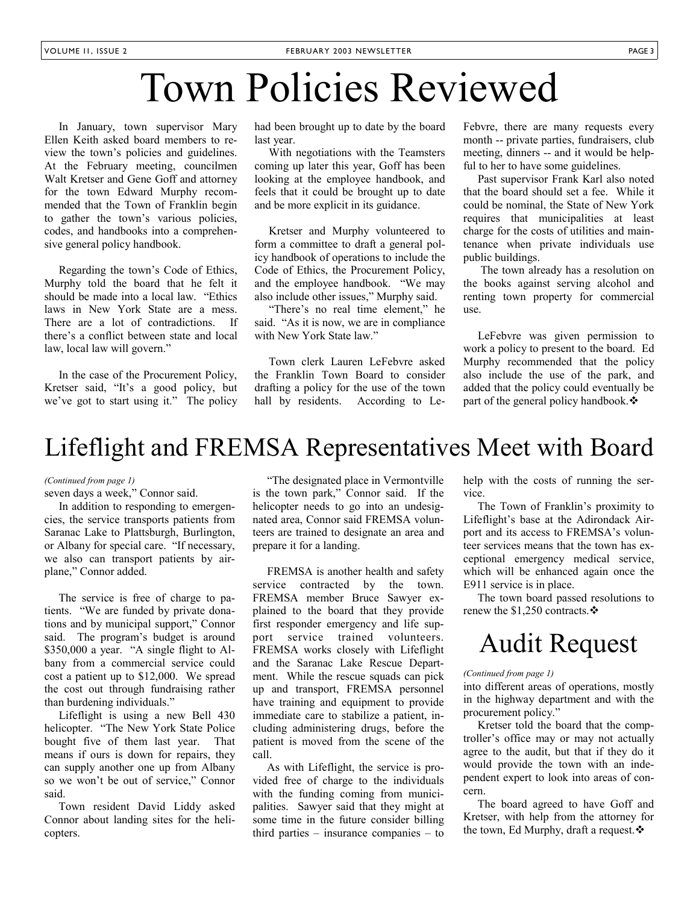# Town Policies Reviewed

In January, town supervisor Mary Ellen Keith asked board members to review the town's policies and guidelines. At the February meeting, councilmen Walt Kretser and Gene Goff and attorney for the town Edward Murphy recommended that the Town of Franklin begin to gather the town's various policies, codes, and handbooks into a comprehensive general policy handbook.

Regarding the town's Code of Ethics, Murphy told the board that he felt it should be made into a local law. "Ethics laws in New York State are a mess. There are a lot of contradictions. If there's a conflict between state and local law, local law will govern."

In the case of the Procurement Policy, Kretser said, "It's a good policy, but we've got to start using it." The policy had been brought up to date by the board last year.

With negotiations with the Teamsters coming up later this year, Goff has been looking at the employee handbook, and feels that it could be brought up to date and be more explicit in its guidance.

Kretser and Murphy volunteered to form a committee to draft a general policy handbook of operations to include the Code of Ethics, the Procurement Policy, and the employee handbook. "We may also include other issues," Murphy said.

"There's no real time element," he said. "As it is now, we are in compliance with New York State law."

Town clerk Lauren LeFebvre asked the Franklin Town Board to consider drafting a policy for the use of the town hall by residents. According to LeFebvre, there are many requests every month -- private parties, fundraisers, club meeting, dinners -- and it would be helpful to her to have some guidelines.

Past supervisor Frank Karl also noted that the board should set a fee. While it could be nominal, the State of New York requires that municipalities at least charge for the costs of utilities and maintenance when private individuals use public buildings.

The town already has a resolution on the books against serving alcohol and renting town property for commercial use.

LeFebvre was given permission to work a policy to present to the board. Ed Murphy recommended that the policy also include the use of the park, and added that the policy could eventually be part of the general policy handbook.❖

# Lifeflight and FREMSA Representatives Meet with Board

*(Continued from page 1)*

seven days a week," Connor said.

In addition to responding to emergencies, the service transports patients from Saranac Lake to Plattsburgh, Burlington, or Albany for special care. "If necessary, we also can transport patients by airplane," Connor added.

The service is free of charge to patients. "We are funded by private donations and by municipal support," Connor said. The program's budget is around $350,000 a year. "A single flight to Albany from a commercial service could cost a patient up to $12,000. We spread the cost out through fundraising rather than burdening individuals."

Lifeflight is using a new Bell 430 helicopter. "The New York State Police bought five of them last year. That means if ours is down for repairs, they can supply another one up from Albany so we won't be out of service," Connor said.

Town resident David Liddy asked Connor about landing sites for the helicopters.

"The designated place in Vermontville is the town park," Connor said. If the helicopter needs to go into an undesignated area, Connor said FREMSA volunteers are trained to designate an area and prepare it for a landing.

FREMSA is another health and safety service contracted by the town. FREMSA member Bruce Sawyer explained to the board that they provide first responder emergency and life support service trained volunteers. FREMSA works closely with Lifeflight and the Saranac Lake Rescue Department. While the rescue squads can pick up and transport, FREMSA personnel have training and equipment to provide immediate care to stabilize a patient, including administering drugs, before the patient is moved from the scene of the call.

As with Lifeflight, the service is provided free of charge to the individuals with the funding coming from municipalities. Sawyer said that they might at some time in the future consider billing third parties – insurance companies – to help with the costs of running the service.

The Town of Franklin's proximity to Lifeflight's base at the Adirondack Airport and its access to FREMSA's volunteer services means that the town has exceptional emergency medical service, which will be enhanced again once the E911 service is in place.

The town board passed resolutions to renew the $1,250 contracts.❖

# Audit Request

*(Continued from page 1)*

into different areas of operations, mostly in the highway department and with the procurement policy."

Kretser told the board that the comptroller's office may or may not actually agree to the audit, but that if they do it would provide the town with an independent expert to look into areas of concern.

The board agreed to have Goff and Kretser, with help from the attorney for the town, Ed Murphy, draft a request.❖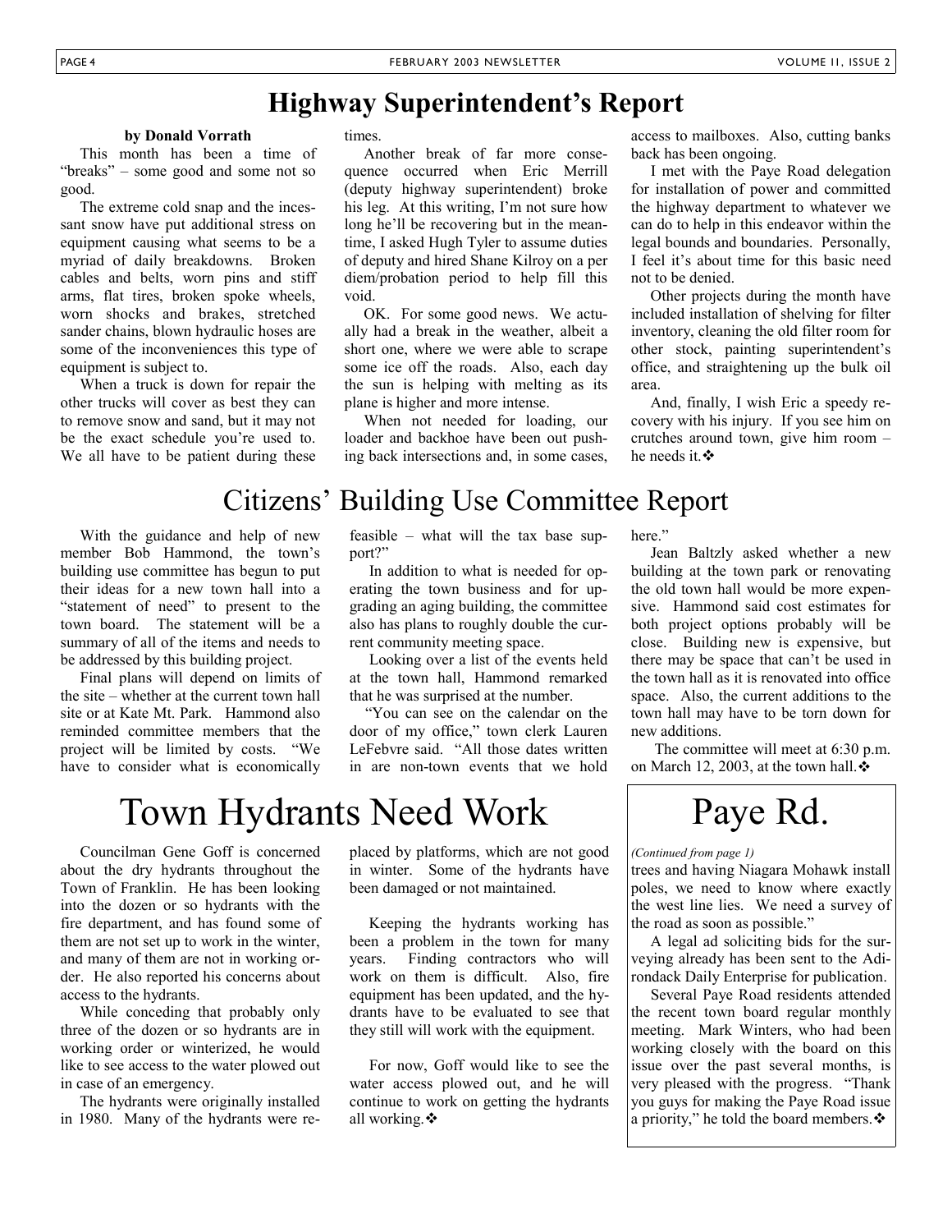# Highway Superintendent's Report

**by Donald Vorrath**

This month has been a time of "breaks" – some good and some not so good.

The extreme cold snap and the incessant snow have put additional stress on equipment causing what seems to be a myriad of daily breakdowns. Broken cables and belts, worn pins and stiff arms, flat tires, broken spoke wheels, worn shocks and brakes, stretched sander chains, blown hydraulic hoses are some of the inconveniences this type of equipment is subject to.

When a truck is down for repair the other trucks will cover as best they can to remove snow and sand, but it may not be the exact schedule you're used to. We all have to be patient during these times.

Another break of far more consequence occurred when Eric Merrill (deputy highway superintendent) broke his leg. At this writing, I'm not sure how long he'll be recovering but in the meantime, I asked Hugh Tyler to assume duties of deputy and hired Shane Kilroy on a per diem/probation period to help fill this void.

OK. For some good news. We actually had a break in the weather, albeit a short one, where we were able to scrape some ice off the roads. Also, each day the sun is helping with melting as its plane is higher and more intense.

When not needed for loading, our loader and backhoe have been out pushing back intersections and, in some cases, access to mailboxes. Also, cutting banks back has been ongoing.

I met with the Paye Road delegation for installation of power and committed the highway department to whatever we can do to help in this endeavor within the legal bounds and boundaries. Personally, I feel it's about time for this basic need not to be denied.

Other projects during the month have included installation of shelving for filter inventory, cleaning the old filter room for other stock, painting superintendent's office, and straightening up the bulk oil area.

And, finally, I wish Eric a speedy recovery with his injury. If you see him on crutches around town, give him room – he needs it.❖

# Citizens' Building Use Committee Report

With the guidance and help of new member Bob Hammond, the town's building use committee has begun to put their ideas for a new town hall into a "statement of need" to present to the town board. The statement will be a summary of all of the items and needs to be addressed by this building project.

Final plans will depend on limits of the site – whether at the current town hall site or at Kate Mt. Park. Hammond also reminded committee members that the project will be limited by costs. "We have to consider what is economically feasible – what will the tax base support?"

In addition to what is needed for operating the town business and for upgrading an aging building, the committee also has plans to roughly double the current community meeting space.

Looking over a list of the events held at the town hall, Hammond remarked that he was surprised at the number.

"You can see on the calendar on the door of my office," town clerk Lauren LeFebvre said. "All those dates written in are non-town events that we hold here."

Jean Baltzly asked whether a new building at the town park or renovating the old town hall would be more expensive. Hammond said cost estimates for both project options probably will be close. Building new is expensive, but there may be space that can't be used in the town hall as it is renovated into office space. Also, the current additions to the town hall may have to be torn down for new additions.

The committee will meet at 6:30 p.m. on March 12, 2003, at the town hall.❖

# Town Hydrants Need Work

Councilman Gene Goff is concerned about the dry hydrants throughout the Town of Franklin. He has been looking into the dozen or so hydrants with the fire department, and has found some of them are not set up to work in the winter, and many of them are not in working order. He also reported his concerns about access to the hydrants.

While conceding that probably only three of the dozen or so hydrants are in working order or winterized, he would like to see access to the water plowed out in case of an emergency.

The hydrants were originally installed in 1980. Many of the hydrants were replaced by platforms, which are not good in winter. Some of the hydrants have been damaged or not maintained.

Keeping the hydrants working has been a problem in the town for many years. Finding contractors who will work on them is difficult. Also, fire equipment has been updated, and the hydrants have to be evaluated to see that they still will work with the equipment.

For now, Goff would like to see the water access plowed out, and he will continue to work on getting the hydrants all working.❖

# Paye Rd.

*(Continued from page 1)*

trees and having Niagara Mohawk install poles, we need to know where exactly the west line lies. We need a survey of the road as soon as possible."

A legal ad soliciting bids for the surveying already has been sent to the Adirondack Daily Enterprise for publication.

Several Paye Road residents attended the recent town board regular monthly meeting. Mark Winters, who had been working closely with the board on this issue over the past several months, is very pleased with the progress. "Thank you guys for making the Paye Road issue a priority," he told the board members.❖